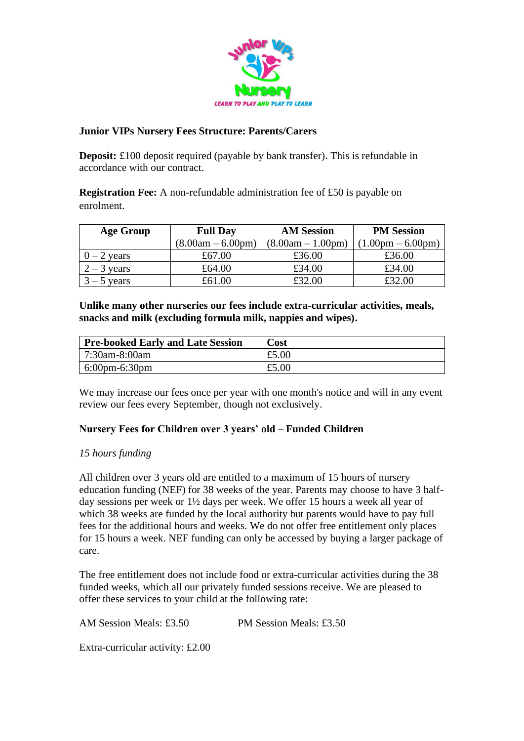**Junior VIPs Nursery Fees Structure: Parents/Carers**

**Deposit:** £100 deposit required (payable by bank transfer). This is refundable in accordance with our contract.

**Registration Fee:** A non-refundable administration fee of £50 is payable on enrolment.

| Age Group | Full Day (8.00am – 6.00pm) | AM Session (8.00am – 1.00pm) | PM Session (1.00pm – 6.00pm) |
|---|---|---|---|
| 0 – 2 years | £67.00 | £36.00 | £36.00 |
| 2 – 3 years | £64.00 | £34.00 | £34.00 |
| 3 – 5 years | £61.00 | £32.00 | £32.00 |

**Unlike many other nurseries our fees include extra-curricular activities, meals, snacks and milk (excluding formula milk, nappies and wipes).**

| Pre-booked Early and Late Session | Cost |
|---|---|
| 7:30am-8:00am | £5.00 |
| 6:00pm-6:30pm | £5.00 |

We may increase our fees once per year with one month's notice and will in any event review our fees every September, though not exclusively.

**Nursery Fees for Children over 3 years' old – Funded Children**

*15 hours funding*

All children over 3 years old are entitled to a maximum of 15 hours of nursery education funding (NEF) for 38 weeks of the year. Parents may choose to have 3 half-day sessions per week or 1½ days per week. We offer 15 hours a week all year of which 38 weeks are funded by the local authority but parents would have to pay full fees for the additional hours and weeks. We do not offer free entitlement only places for 15 hours a week. NEF funding can only be accessed by buying a larger package of care.

The free entitlement does not include food or extra-curricular activities during the 38 funded weeks, which all our privately funded sessions receive. We are pleased to offer these services to your child at the following rate:

AM Session Meals: £3.50 PM Session Meals: £3.50

Extra-curricular activity: £2.00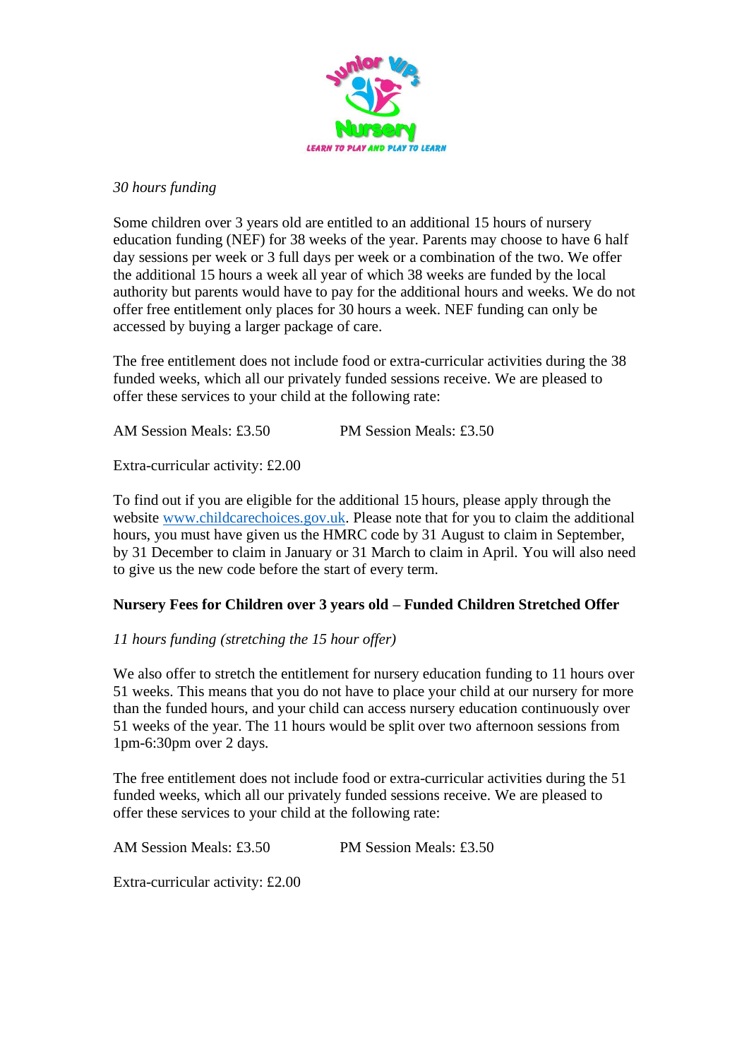*30 hours funding*

Some children over 3 years old are entitled to an additional 15 hours of nursery education funding (NEF) for 38 weeks of the year. Parents may choose to have 6 half day sessions per week or 3 full days per week or a combination of the two. We offer the additional 15 hours a week all year of which 38 weeks are funded by the local authority but parents would have to pay for the additional hours and weeks. We do not offer free entitlement only places for 30 hours a week. NEF funding can only be accessed by buying a larger package of care.

The free entitlement does not include food or extra-curricular activities during the 38 funded weeks, which all our privately funded sessions receive. We are pleased to offer these services to your child at the following rate:

AM Session Meals: £3.50　　　　PM Session Meals: £3.50

Extra-curricular activity: £2.00

To find out if you are eligible for the additional 15 hours, please apply through the website [www.childcarechoices.gov.uk](http://www.childcarechoices.gov.uk). Please note that for you to claim the additional hours, you must have given us the HMRC code by 31 August to claim in September, by 31 December to claim in January or 31 March to claim in April. You will also need to give us the new code before the start of every term.

**Nursery Fees for Children over 3 years old – Funded Children Stretched Offer**

*11 hours funding (stretching the 15 hour offer)*

We also offer to stretch the entitlement for nursery education funding to 11 hours over 51 weeks. This means that you do not have to place your child at our nursery for more than the funded hours, and your child can access nursery education continuously over 51 weeks of the year. The 11 hours would be split over two afternoon sessions from 1pm-6:30pm over 2 days.

The free entitlement does not include food or extra-curricular activities during the 51 funded weeks, which all our privately funded sessions receive. We are pleased to offer these services to your child at the following rate:

AM Session Meals: £3.50　　　　PM Session Meals: £3.50

Extra-curricular activity: £2.00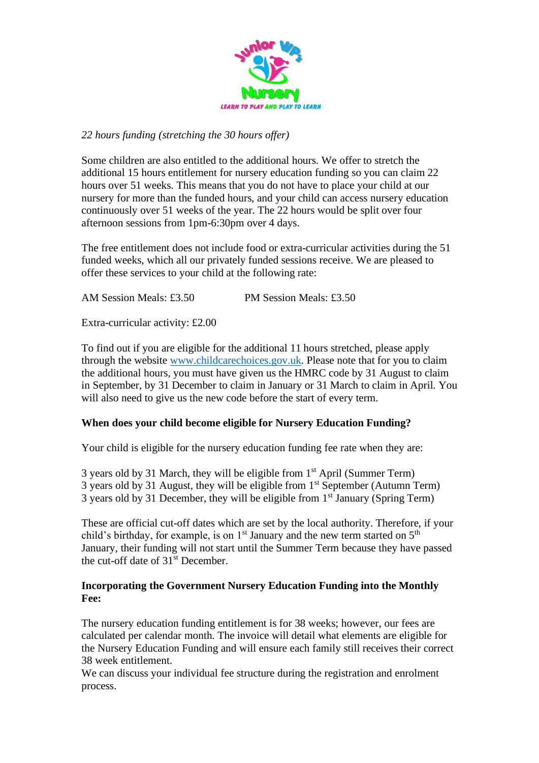*22 hours funding (stretching the 30 hours offer)*

Some children are also entitled to the additional hours. We offer to stretch the additional 15 hours entitlement for nursery education funding so you can claim 22 hours over 51 weeks. This means that you do not have to place your child at our nursery for more than the funded hours, and your child can access nursery education continuously over 51 weeks of the year. The 22 hours would be split over four afternoon sessions from 1pm-6:30pm over 4 days.

The free entitlement does not include food or extra-curricular activities during the 51 funded weeks, which all our privately funded sessions receive. We are pleased to offer these services to your child at the following rate:

AM Session Meals: £3.50　　　　PM Session Meals: £3.50

Extra-curricular activity: £2.00

To find out if you are eligible for the additional 11 hours stretched, please apply through the website [www.childcarechoices.gov.uk](http://www.childcarechoices.gov.uk). Please note that for you to claim the additional hours, you must have given us the HMRC code by 31 August to claim in September, by 31 December to claim in January or 31 March to claim in April. You will also need to give us the new code before the start of every term.

**When does your child become eligible for Nursery Education Funding?**

Your child is eligible for the nursery education funding fee rate when they are:

3 years old by 31 March, they will be eligible from 1st April (Summer Term)
3 years old by 31 August, they will be eligible from 1st September (Autumn Term)
3 years old by 31 December, they will be eligible from 1st January (Spring Term)

These are official cut-off dates which are set by the local authority. Therefore, if your child's birthday, for example, is on 1st January and the new term started on 5th January, their funding will not start until the Summer Term because they have passed the cut-off date of 31st December.

**Incorporating the Government Nursery Education Funding into the Monthly Fee:**

The nursery education funding entitlement is for 38 weeks; however, our fees are calculated per calendar month. The invoice will detail what elements are eligible for the Nursery Education Funding and will ensure each family still receives their correct 38 week entitlement.
We can discuss your individual fee structure during the registration and enrolment process.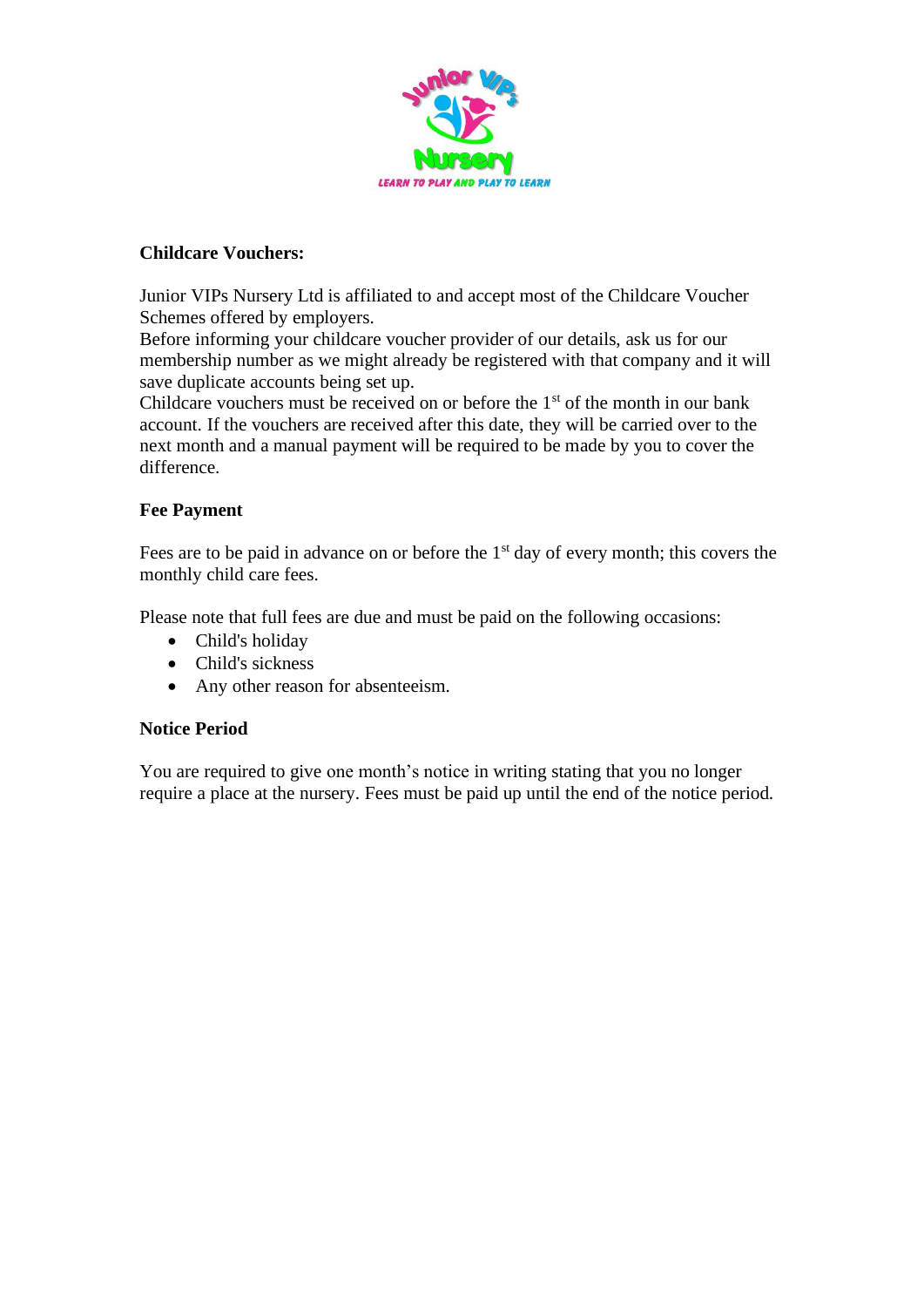**Childcare Vouchers:**

Junior VIPs Nursery Ltd is affiliated to and accept most of the Childcare Voucher Schemes offered by employers.
Before informing your childcare voucher provider of our details, ask us for our membership number as we might already be registered with that company and it will save duplicate accounts being set up.
Childcare vouchers must be received on or before the 1st of the month in our bank account. If the vouchers are received after this date, they will be carried over to the next month and a manual payment will be required to be made by you to cover the difference.

**Fee Payment**

Fees are to be paid in advance on or before the 1st day of every month; this covers the monthly child care fees.

Please note that full fees are due and must be paid on the following occasions:

- Child's holiday
- Child's sickness
- Any other reason for absenteeism.

**Notice Period**

You are required to give one month's notice in writing stating that you no longer require a place at the nursery. Fees must be paid up until the end of the notice period.